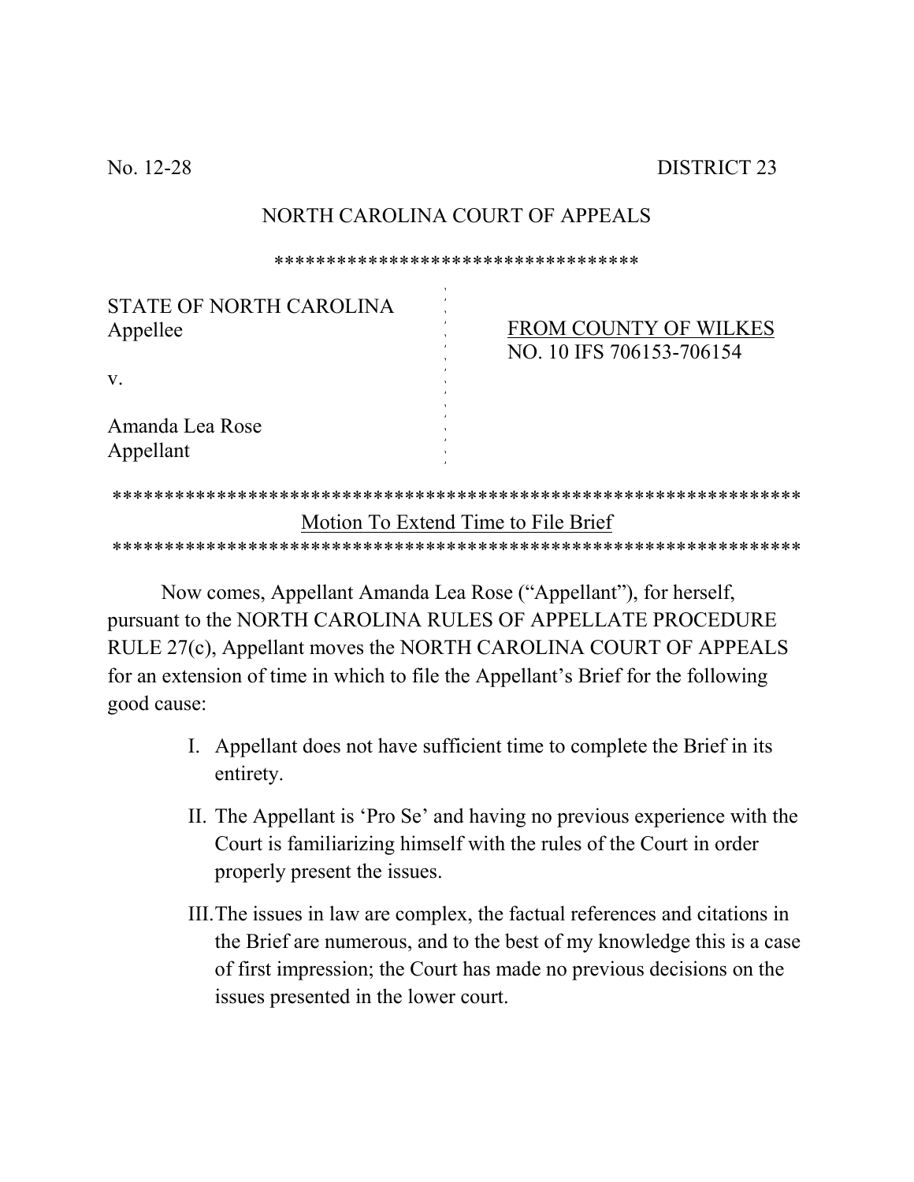No. 12-28 DISTRICT 23

NORTH CAROLINA COURT OF APPEALS

***********************************

| | |
|---|---|
| STATE OF NORTH CAROLINA<br>Appellee<br><br>v.<br><br>Amanda Lea Rose<br>Appellant | FROM COUNTY OF WILKES<br>NO. 10 IFS 706153-706154 |

*****************************************************************

Motion To Extend Time to File Brief

*****************************************************************

Now comes, Appellant Amanda Lea Rose ("Appellant"), for herself, pursuant to the NORTH CAROLINA RULES OF APPELLATE PROCEDURE RULE 27(c), Appellant moves the NORTH CAROLINA COURT OF APPEALS for an extension of time in which to file the Appellant's Brief for the following good cause:

I. Appellant does not have sufficient time to complete the Brief in its entirety.

II. The Appellant is 'Pro Se' and having no previous experience with the Court is familiarizing himself with the rules of the Court in order properly present the issues.

III. The issues in law are complex, the factual references and citations in the Brief are numerous, and to the best of my knowledge this is a case of first impression; the Court has made no previous decisions on the issues presented in the lower court.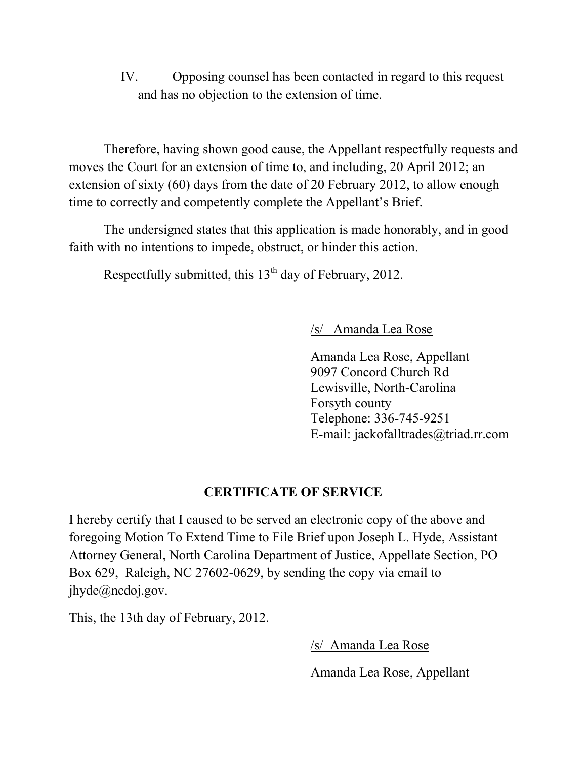IV. Opposing counsel has been contacted in regard to this request and has no objection to the extension of time.

Therefore, having shown good cause, the Appellant respectfully requests and moves the Court for an extension of time to, and including, 20 April 2012; an extension of sixty (60) days from the date of 20 February 2012, to allow enough time to correctly and competently complete the Appellant's Brief.

The undersigned states that this application is made honorably, and in good faith with no intentions to impede, obstruct, or hinder this action.

Respectfully submitted, this 13th day of February, 2012.

/s/ Amanda Lea Rose

Amanda Lea Rose, Appellant
9097 Concord Church Rd
Lewisville, North-Carolina
Forsyth county
Telephone: 336-745-9251
E-mail: jackofalltrades@triad.rr.com

**CERTIFICATE OF SERVICE**

I hereby certify that I caused to be served an electronic copy of the above and foregoing Motion To Extend Time to File Brief upon Joseph L. Hyde, Assistant Attorney General, North Carolina Department of Justice, Appellate Section, PO Box 629, Raleigh, NC 27602-0629, by sending the copy via email to jhyde@ncdoj.gov.

This, the 13th day of February, 2012.

/s/ Amanda Lea Rose

Amanda Lea Rose, Appellant